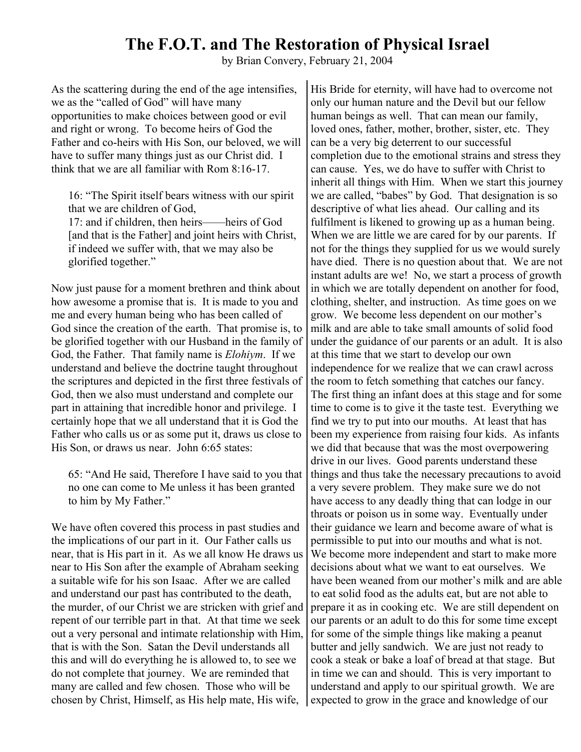# The F.O.T. and The Restoration of Physical Israel

by Brian Convery, February 21, 2004

As the scattering during the end of the age intensifies, we as the "called of God" will have many opportunities to make choices between good or evil and right or wrong. To become heirs of God the Father and co-heirs with His Son, our beloved, we will have to suffer many things just as our Christ did. I think that we are all familiar with Rom 8:16-17.

> 16: "The Spirit itself bears witness with our spirit that we are children of God,
> 17: and if children, then heirs——heirs of God [and that is the Father] and joint heirs with Christ, if indeed we suffer with, that we may also be glorified together."

Now just pause for a moment brethren and think about how awesome a promise that is. It is made to you and me and every human being who has been called of God since the creation of the earth. That promise is, to be glorified together with our Husband in the family of God, the Father. That family name is *Elohiym*. If we understand and believe the doctrine taught throughout the scriptures and depicted in the first three festivals of God, then we also must understand and complete our part in attaining that incredible honor and privilege. I certainly hope that we all understand that it is God the Father who calls us or as some put it, draws us close to His Son, or draws us near. John 6:65 states:

> 65: "And He said, Therefore I have said to you that no one can come to Me unless it has been granted to him by My Father."

We have often covered this process in past studies and the implications of our part in it. Our Father calls us near, that is His part in it. As we all know He draws us near to His Son after the example of Abraham seeking a suitable wife for his son Isaac. After we are called and understand our past has contributed to the death, the murder, of our Christ we are stricken with grief and repent of our terrible part in that. At that time we seek out a very personal and intimate relationship with Him, that is with the Son. Satan the Devil understands all this and will do everything he is allowed to, to see we do not complete that journey. We are reminded that many are called and few chosen. Those who will be chosen by Christ, Himself, as His help mate, His wife, His Bride for eternity, will have had to overcome not only our human nature and the Devil but our fellow human beings as well. That can mean our family, loved ones, father, mother, brother, sister, etc. They can be a very big deterrent to our successful completion due to the emotional strains and stress they can cause. Yes, we do have to suffer with Christ to inherit all things with Him. When we start this journey we are called, "babes" by God. That designation is so descriptive of what lies ahead. Our calling and its fulfilment is likened to growing up as a human being. When we are little we are cared for by our parents. If not for the things they supplied for us we would surely have died. There is no question about that. We are not instant adults are we! No, we start a process of growth in which we are totally dependent on another for food, clothing, shelter, and instruction. As time goes on we grow. We become less dependent on our mother's milk and are able to take small amounts of solid food under the guidance of our parents or an adult. It is also at this time that we start to develop our own independence for we realize that we can crawl across the room to fetch something that catches our fancy. The first thing an infant does at this stage and for some time to come is to give it the taste test. Everything we find we try to put into our mouths. At least that has been my experience from raising four kids. As infants we did that because that was the most overpowering drive in our lives. Good parents understand these things and thus take the necessary precautions to avoid a very severe problem. They make sure we do not have access to any deadly thing that can lodge in our throats or poison us in some way. Eventually under their guidance we learn and become aware of what is permissible to put into our mouths and what is not. We become more independent and start to make more decisions about what we want to eat ourselves. We have been weaned from our mother's milk and are able to eat solid food as the adults eat, but are not able to prepare it as in cooking etc. We are still dependent on our parents or an adult to do this for some time except for some of the simple things like making a peanut butter and jelly sandwich. We are just not ready to cook a steak or bake a loaf of bread at that stage. But in time we can and should. This is very important to understand and apply to our spiritual growth. We are expected to grow in the grace and knowledge of our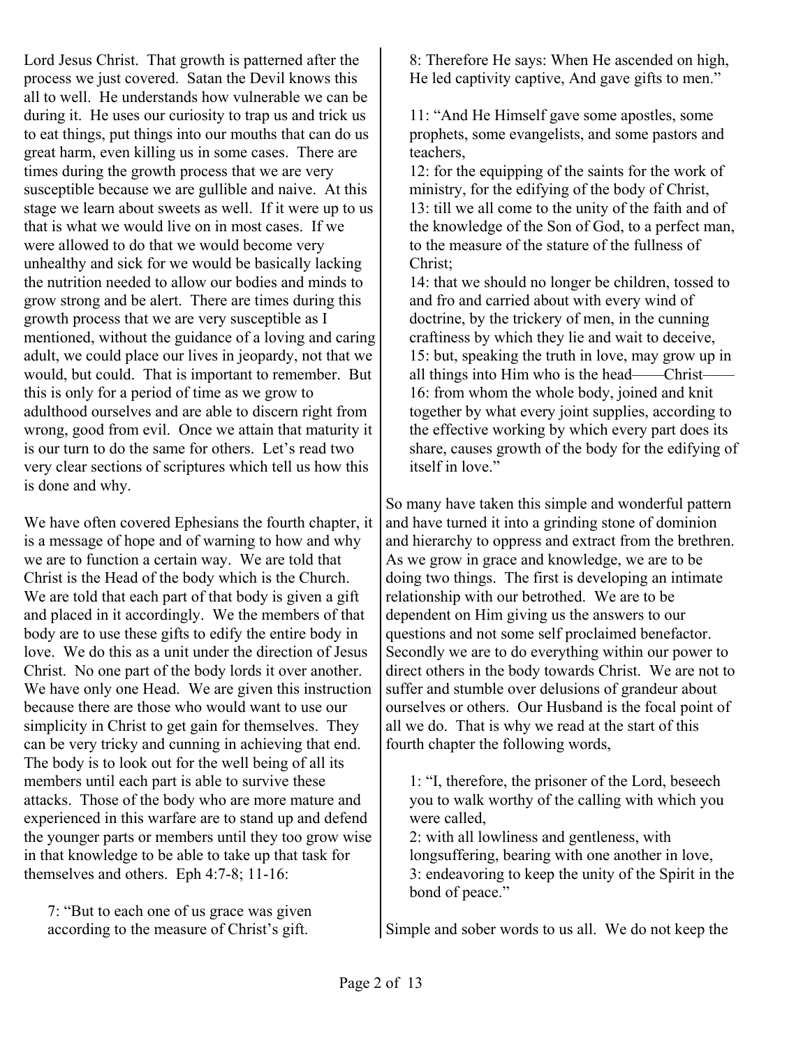Lord Jesus Christ. That growth is patterned after the process we just covered. Satan the Devil knows this all to well. He understands how vulnerable we can be during it. He uses our curiosity to trap us and trick us to eat things, put things into our mouths that can do us great harm, even killing us in some cases. There are times during the growth process that we are very susceptible because we are gullible and naive. At this stage we learn about sweets as well. If it were up to us that is what we would live on in most cases. If we were allowed to do that we would become very unhealthy and sick for we would be basically lacking the nutrition needed to allow our bodies and minds to grow strong and be alert. There are times during this growth process that we are very susceptible as I mentioned, without the guidance of a loving and caring adult, we could place our lives in jeopardy, not that we would, but could. That is important to remember. But this is only for a period of time as we grow to adulthood ourselves and are able to discern right from wrong, good from evil. Once we attain that maturity it is our turn to do the same for others. Let's read two very clear sections of scriptures which tell us how this is done and why.

We have often covered Ephesians the fourth chapter, it is a message of hope and of warning to how and why we are to function a certain way. We are told that Christ is the Head of the body which is the Church. We are told that each part of that body is given a gift and placed in it accordingly. We the members of that body are to use these gifts to edify the entire body in love. We do this as a unit under the direction of Jesus Christ. No one part of the body lords it over another. We have only one Head. We are given this instruction because there are those who would want to use our simplicity in Christ to get gain for themselves. They can be very tricky and cunning in achieving that end. The body is to look out for the well being of all its members until each part is able to survive these attacks. Those of the body who are more mature and experienced in this warfare are to stand up and defend the younger parts or members until they too grow wise in that knowledge to be able to take up that task for themselves and others. Eph 4:7-8; 11-16:

> 7: "But to each one of us grace was given according to the measure of Christ's gift.
>
> 8: Therefore He says: When He ascended on high, He led captivity captive, And gave gifts to men."
>
> 11: "And He Himself gave some apostles, some prophets, some evangelists, and some pastors and teachers,
> 12: for the equipping of the saints for the work of ministry, for the edifying of the body of Christ,
> 13: till we all come to the unity of the faith and of the knowledge of the Son of God, to a perfect man, to the measure of the stature of the fullness of Christ;
> 14: that we should no longer be children, tossed to and fro and carried about with every wind of doctrine, by the trickery of men, in the cunning craftiness by which they lie and wait to deceive,
> 15: but, speaking the truth in love, may grow up in all things into Him who is the head——Christ——
> 16: from whom the whole body, joined and knit together by what every joint supplies, according to the effective working by which every part does its share, causes growth of the body for the edifying of itself in love."

So many have taken this simple and wonderful pattern and have turned it into a grinding stone of dominion and hierarchy to oppress and extract from the brethren. As we grow in grace and knowledge, we are to be doing two things. The first is developing an intimate relationship with our betrothed. We are to be dependent on Him giving us the answers to our questions and not some self proclaimed benefactor. Secondly we are to do everything within our power to direct others in the body towards Christ. We are not to suffer and stumble over delusions of grandeur about ourselves or others. Our Husband is the focal point of all we do. That is why we read at the start of this fourth chapter the following words,

> 1: "I, therefore, the prisoner of the Lord, beseech you to walk worthy of the calling with which you were called,
> 2: with all lowliness and gentleness, with longsuffering, bearing with one another in love,
> 3: endeavoring to keep the unity of the Spirit in the bond of peace."

Simple and sober words to us all. We do not keep the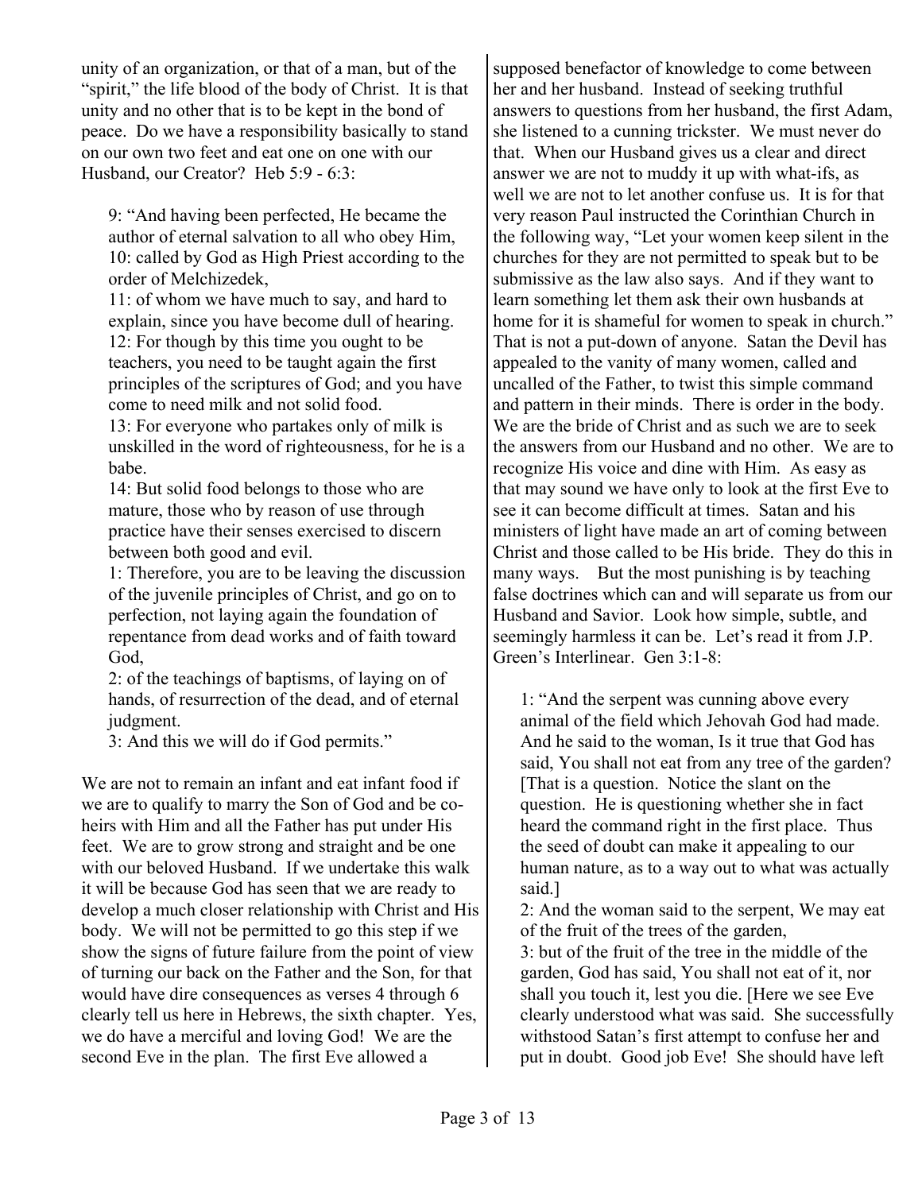unity of an organization, or that of a man, but of the "spirit," the life blood of the body of Christ. It is that unity and no other that is to be kept in the bond of peace. Do we have a responsibility basically to stand on our own two feet and eat one on one with our Husband, our Creator? Heb 5:9 - 6:3:

> 9: "And having been perfected, He became the author of eternal salvation to all who obey Him,
> 10: called by God as High Priest according to the order of Melchizedek,
> 11: of whom we have much to say, and hard to explain, since you have become dull of hearing.
> 12: For though by this time you ought to be teachers, you need to be taught again the first principles of the scriptures of God; and you have come to need milk and not solid food.
> 13: For everyone who partakes only of milk is unskilled in the word of righteousness, for he is a babe.
> 14: But solid food belongs to those who are mature, those who by reason of use through practice have their senses exercised to discern between both good and evil.
> 1: Therefore, you are to be leaving the discussion of the juvenile principles of Christ, and go on to perfection, not laying again the foundation of repentance from dead works and of faith toward God,
> 2: of the teachings of baptisms, of laying on of hands, of resurrection of the dead, and of eternal judgment.
> 3: And this we will do if God permits."

We are not to remain an infant and eat infant food if we are to qualify to marry the Son of God and be co-heirs with Him and all the Father has put under His feet. We are to grow strong and straight and be one with our beloved Husband. If we undertake this walk it will be because God has seen that we are ready to develop a much closer relationship with Christ and His body. We will not be permitted to go this step if we show the signs of future failure from the point of view of turning our back on the Father and the Son, for that would have dire consequences as verses 4 through 6 clearly tell us here in Hebrews, the sixth chapter. Yes, we do have a merciful and loving God! We are the second Eve in the plan. The first Eve allowed a supposed benefactor of knowledge to come between her and her husband. Instead of seeking truthful answers to questions from her husband, the first Adam, she listened to a cunning trickster. We must never do that. When our Husband gives us a clear and direct answer we are not to muddy it up with what-ifs, as well we are not to let another confuse us. It is for that very reason Paul instructed the Corinthian Church in the following way, "Let your women keep silent in the churches for they are not permitted to speak but to be submissive as the law also says. And if they want to learn something let them ask their own husbands at home for it is shameful for women to speak in church." That is not a put-down of anyone. Satan the Devil has appealed to the vanity of many women, called and uncalled of the Father, to twist this simple command and pattern in their minds. There is order in the body. We are the bride of Christ and as such we are to seek the answers from our Husband and no other. We are to recognize His voice and dine with Him. As easy as that may sound we have only to look at the first Eve to see it can become difficult at times. Satan and his ministers of light have made an art of coming between Christ and those called to be His bride. They do this in many ways. But the most punishing is by teaching false doctrines which can and will separate us from our Husband and Savior. Look how simple, subtle, and seemingly harmless it can be. Let's read it from J.P. Green's Interlinear. Gen 3:1-8:

> 1: "And the serpent was cunning above every animal of the field which Jehovah God had made. And he said to the woman, Is it true that God has said, You shall not eat from any tree of the garden? [That is a question. Notice the slant on the question. He is questioning whether she in fact heard the command right in the first place. Thus the seed of doubt can make it appealing to our human nature, as to a way out to what was actually said.]
> 2: And the woman said to the serpent, We may eat of the fruit of the trees of the garden,
> 3: but of the fruit of the tree in the middle of the garden, God has said, You shall not eat of it, nor shall you touch it, lest you die. [Here we see Eve clearly understood what was said. She successfully withstood Satan's first attempt to confuse her and put in doubt. Good job Eve! She should have left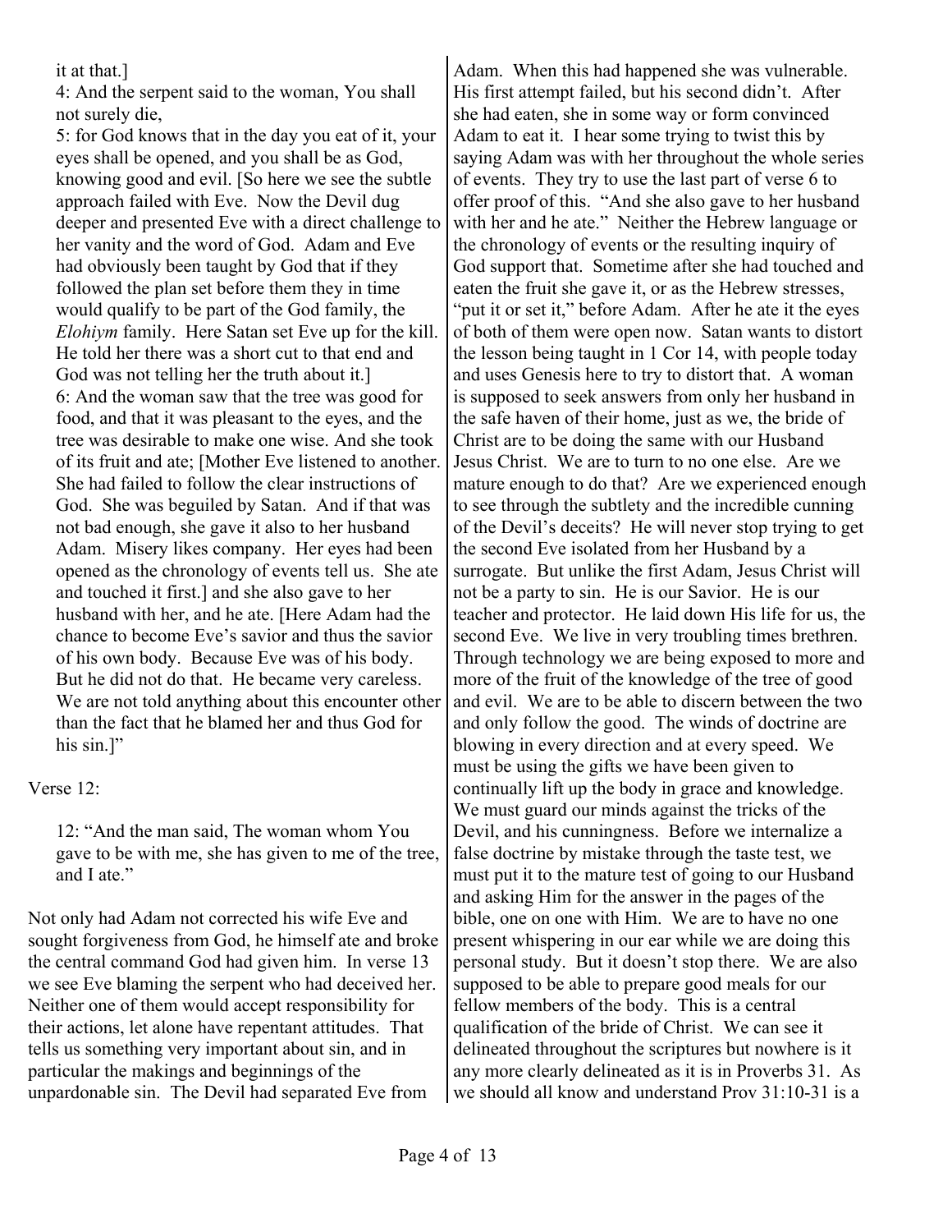it at that.]

4: And the serpent said to the woman, You shall not surely die,

5: for God knows that in the day you eat of it, your eyes shall be opened, and you shall be as God, knowing good and evil. [So here we see the subtle approach failed with Eve. Now the Devil dug deeper and presented Eve with a direct challenge to her vanity and the word of God. Adam and Eve had obviously been taught by God that if they followed the plan set before them they in time would qualify to be part of the God family, the *Elohiym* family. Here Satan set Eve up for the kill. He told her there was a short cut to that end and God was not telling her the truth about it.]

6: And the woman saw that the tree was good for food, and that it was pleasant to the eyes, and the tree was desirable to make one wise. And she took of its fruit and ate; [Mother Eve listened to another. She had failed to follow the clear instructions of God. She was beguiled by Satan. And if that was not bad enough, she gave it also to her husband Adam. Misery likes company. Her eyes had been opened as the chronology of events tell us. She ate and touched it first.] and she also gave to her husband with her, and he ate. [Here Adam had the chance to become Eve's savior and thus the savior of his own body. Because Eve was of his body. But he did not do that. He became very careless. We are not told anything about this encounter other than the fact that he blamed her and thus God for his sin.]"

Verse 12:

> 12: "And the man said, The woman whom You gave to be with me, she has given to me of the tree, and I ate."

Not only had Adam not corrected his wife Eve and sought forgiveness from God, he himself ate and broke the central command God had given him. In verse 13 we see Eve blaming the serpent who had deceived her. Neither one of them would accept responsibility for their actions, let alone have repentant attitudes. That tells us something very important about sin, and in particular the makings and beginnings of the unpardonable sin. The Devil had separated Eve from Adam. When this had happened she was vulnerable. His first attempt failed, but his second didn't. After she had eaten, she in some way or form convinced Adam to eat it. I hear some trying to twist this by saying Adam was with her throughout the whole series of events. They try to use the last part of verse 6 to offer proof of this. "And she also gave to her husband with her and he ate." Neither the Hebrew language or the chronology of events or the resulting inquiry of God support that. Sometime after she had touched and eaten the fruit she gave it, or as the Hebrew stresses, "put it or set it," before Adam. After he ate it the eyes of both of them were open now. Satan wants to distort the lesson being taught in 1 Cor 14, with people today and uses Genesis here to try to distort that. A woman is supposed to seek answers from only her husband in the safe haven of their home, just as we, the bride of Christ are to be doing the same with our Husband Jesus Christ. We are to turn to no one else. Are we mature enough to do that? Are we experienced enough to see through the subtlety and the incredible cunning of the Devil's deceits? He will never stop trying to get the second Eve isolated from her Husband by a surrogate. But unlike the first Adam, Jesus Christ will not be a party to sin. He is our Savior. He is our teacher and protector. He laid down His life for us, the second Eve. We live in very troubling times brethren. Through technology we are being exposed to more and more of the fruit of the knowledge of the tree of good and evil. We are to be able to discern between the two and only follow the good. The winds of doctrine are blowing in every direction and at every speed. We must be using the gifts we have been given to continually lift up the body in grace and knowledge. We must guard our minds against the tricks of the Devil, and his cunningness. Before we internalize a false doctrine by mistake through the taste test, we must put it to the mature test of going to our Husband and asking Him for the answer in the pages of the bible, one on one with Him. We are to have no one present whispering in our ear while we are doing this personal study. But it doesn't stop there. We are also supposed to be able to prepare good meals for our fellow members of the body. This is a central qualification of the bride of Christ. We can see it delineated throughout the scriptures but nowhere is it any more clearly delineated as it is in Proverbs 31. As we should all know and understand Prov 31:10-31 is a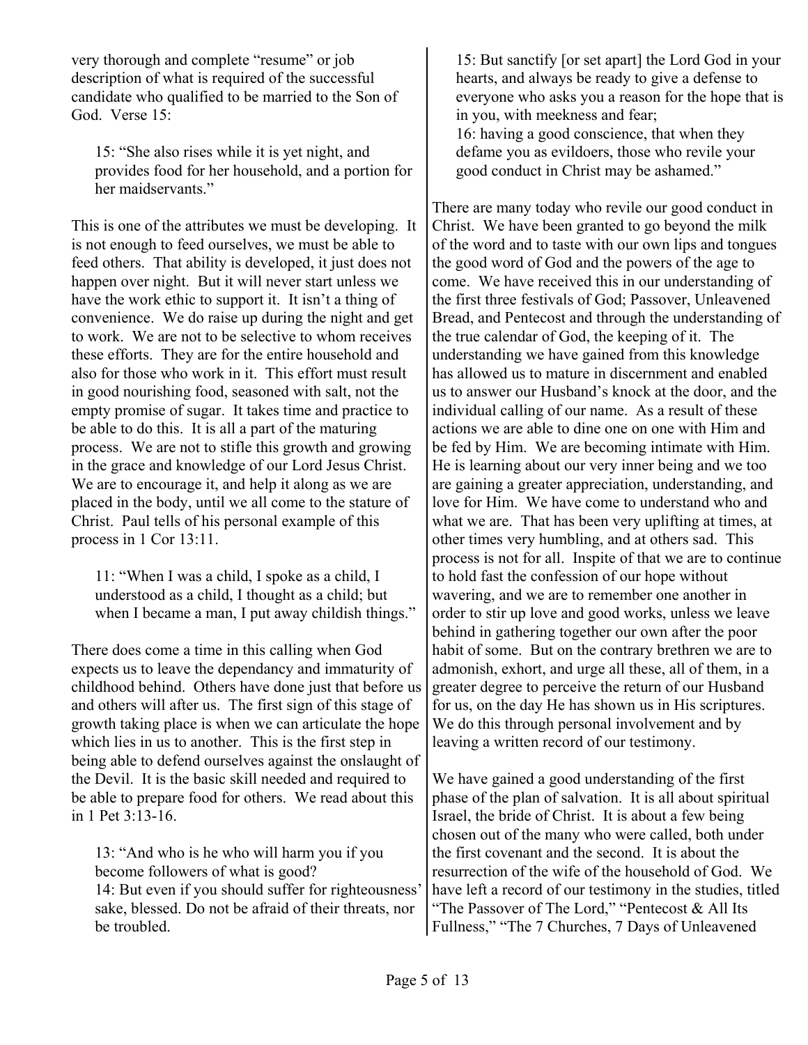very thorough and complete "resume" or job description of what is required of the successful candidate who qualified to be married to the Son of God. Verse 15:

> 15: "She also rises while it is yet night, and provides food for her household, and a portion for her maidservants."

This is one of the attributes we must be developing. It is not enough to feed ourselves, we must be able to feed others. That ability is developed, it just does not happen over night. But it will never start unless we have the work ethic to support it. It isn't a thing of convenience. We do raise up during the night and get to work. We are not to be selective to whom receives these efforts. They are for the entire household and also for those who work in it. This effort must result in good nourishing food, seasoned with salt, not the empty promise of sugar. It takes time and practice to be able to do this. It is all a part of the maturing process. We are not to stifle this growth and growing in the grace and knowledge of our Lord Jesus Christ. We are to encourage it, and help it along as we are placed in the body, until we all come to the stature of Christ. Paul tells of his personal example of this process in 1 Cor 13:11.

> 11: "When I was a child, I spoke as a child, I understood as a child, I thought as a child; but when I became a man, I put away childish things."

There does come a time in this calling when God expects us to leave the dependancy and immaturity of childhood behind. Others have done just that before us and others will after us. The first sign of this stage of growth taking place is when we can articulate the hope which lies in us to another. This is the first step in being able to defend ourselves against the onslaught of the Devil. It is the basic skill needed and required to be able to prepare food for others. We read about this in 1 Pet 3:13-16.

> 13: "And who is he who will harm you if you become followers of what is good?
> 14: But even if you should suffer for righteousness' sake, blessed. Do not be afraid of their threats, nor be troubled.
> 15: But sanctify [or set apart] the Lord God in your hearts, and always be ready to give a defense to everyone who asks you a reason for the hope that is in you, with meekness and fear;
> 16: having a good conscience, that when they defame you as evildoers, those who revile your good conduct in Christ may be ashamed."

There are many today who revile our good conduct in Christ. We have been granted to go beyond the milk of the word and to taste with our own lips and tongues the good word of God and the powers of the age to come. We have received this in our understanding of the first three festivals of God; Passover, Unleavened Bread, and Pentecost and through the understanding of the true calendar of God, the keeping of it. The understanding we have gained from this knowledge has allowed us to mature in discernment and enabled us to answer our Husband's knock at the door, and the individual calling of our name. As a result of these actions we are able to dine one on one with Him and be fed by Him. We are becoming intimate with Him. He is learning about our very inner being and we too are gaining a greater appreciation, understanding, and love for Him. We have come to understand who and what we are. That has been very uplifting at times, at other times very humbling, and at others sad. This process is not for all. Inspite of that we are to continue to hold fast the confession of our hope without wavering, and we are to remember one another in order to stir up love and good works, unless we leave behind in gathering together our own after the poor habit of some. But on the contrary brethren we are to admonish, exhort, and urge all these, all of them, in a greater degree to perceive the return of our Husband for us, on the day He has shown us in His scriptures. We do this through personal involvement and by leaving a written record of our testimony.

We have gained a good understanding of the first phase of the plan of salvation. It is all about spiritual Israel, the bride of Christ. It is about a few being chosen out of the many who were called, both under the first covenant and the second. It is about the resurrection of the wife of the household of God. We have left a record of our testimony in the studies, titled "The Passover of The Lord," "Pentecost & All Its Fullness," "The 7 Churches, 7 Days of Unleavened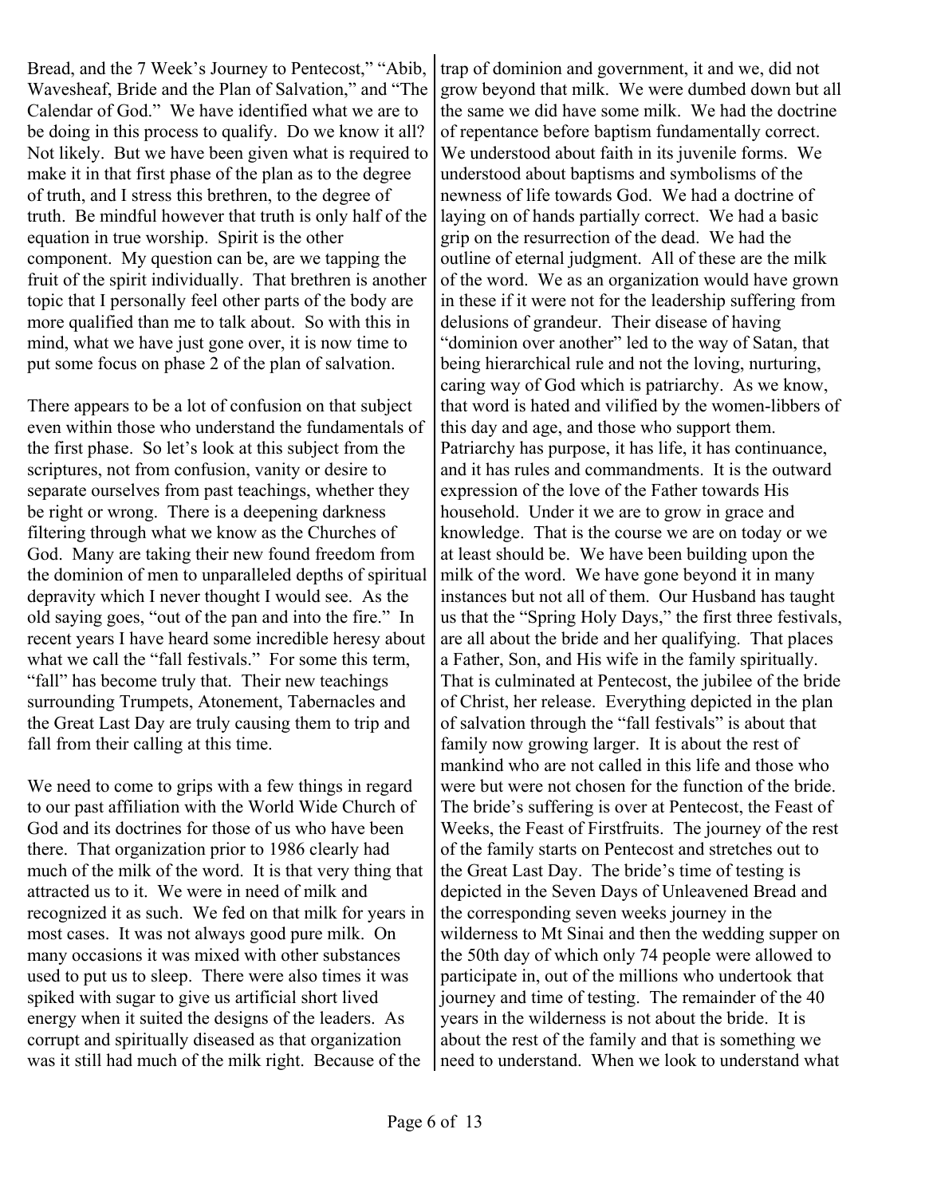Bread, and the 7 Week's Journey to Pentecost," "Abib, Wavesheaf, Bride and the Plan of Salvation," and "The Calendar of God." We have identified what we are to be doing in this process to qualify. Do we know it all? Not likely. But we have been given what is required to make it in that first phase of the plan as to the degree of truth, and I stress this brethren, to the degree of truth. Be mindful however that truth is only half of the equation in true worship. Spirit is the other component. My question can be, are we tapping the fruit of the spirit individually. That brethren is another topic that I personally feel other parts of the body are more qualified than me to talk about. So with this in mind, what we have just gone over, it is now time to put some focus on phase 2 of the plan of salvation.

There appears to be a lot of confusion on that subject even within those who understand the fundamentals of the first phase. So let's look at this subject from the scriptures, not from confusion, vanity or desire to separate ourselves from past teachings, whether they be right or wrong. There is a deepening darkness filtering through what we know as the Churches of God. Many are taking their new found freedom from the dominion of men to unparalleled depths of spiritual depravity which I never thought I would see. As the old saying goes, "out of the pan and into the fire." In recent years I have heard some incredible heresy about what we call the "fall festivals." For some this term, "fall" has become truly that. Their new teachings surrounding Trumpets, Atonement, Tabernacles and the Great Last Day are truly causing them to trip and fall from their calling at this time.

We need to come to grips with a few things in regard to our past affiliation with the World Wide Church of God and its doctrines for those of us who have been there. That organization prior to 1986 clearly had much of the milk of the word. It is that very thing that attracted us to it. We were in need of milk and recognized it as such. We fed on that milk for years in most cases. It was not always good pure milk. On many occasions it was mixed with other substances used to put us to sleep. There were also times it was spiked with sugar to give us artificial short lived energy when it suited the designs of the leaders. As corrupt and spiritually diseased as that organization was it still had much of the milk right. Because of the trap of dominion and government, it and we, did not grow beyond that milk. We were dumbed down but all the same we did have some milk. We had the doctrine of repentance before baptism fundamentally correct. We understood about faith in its juvenile forms. We understood about baptisms and symbolisms of the newness of life towards God. We had a doctrine of laying on of hands partially correct. We had a basic grip on the resurrection of the dead. We had the outline of eternal judgment. All of these are the milk of the word. We as an organization would have grown in these if it were not for the leadership suffering from delusions of grandeur. Their disease of having "dominion over another" led to the way of Satan, that being hierarchical rule and not the loving, nurturing, caring way of God which is patriarchy. As we know, that word is hated and vilified by the women-libbers of this day and age, and those who support them. Patriarchy has purpose, it has life, it has continuance, and it has rules and commandments. It is the outward expression of the love of the Father towards His household. Under it we are to grow in grace and knowledge. That is the course we are on today or we at least should be. We have been building upon the milk of the word. We have gone beyond it in many instances but not all of them. Our Husband has taught us that the "Spring Holy Days," the first three festivals, are all about the bride and her qualifying. That places a Father, Son, and His wife in the family spiritually. That is culminated at Pentecost, the jubilee of the bride of Christ, her release. Everything depicted in the plan of salvation through the "fall festivals" is about that family now growing larger. It is about the rest of mankind who are not called in this life and those who were but were not chosen for the function of the bride. The bride's suffering is over at Pentecost, the Feast of Weeks, the Feast of Firstfruits. The journey of the rest of the family starts on Pentecost and stretches out to the Great Last Day. The bride's time of testing is depicted in the Seven Days of Unleavened Bread and the corresponding seven weeks journey in the wilderness to Mt Sinai and then the wedding supper on the 50th day of which only 74 people were allowed to participate in, out of the millions who undertook that journey and time of testing. The remainder of the 40 years in the wilderness is not about the bride. It is about the rest of the family and that is something we need to understand. When we look to understand what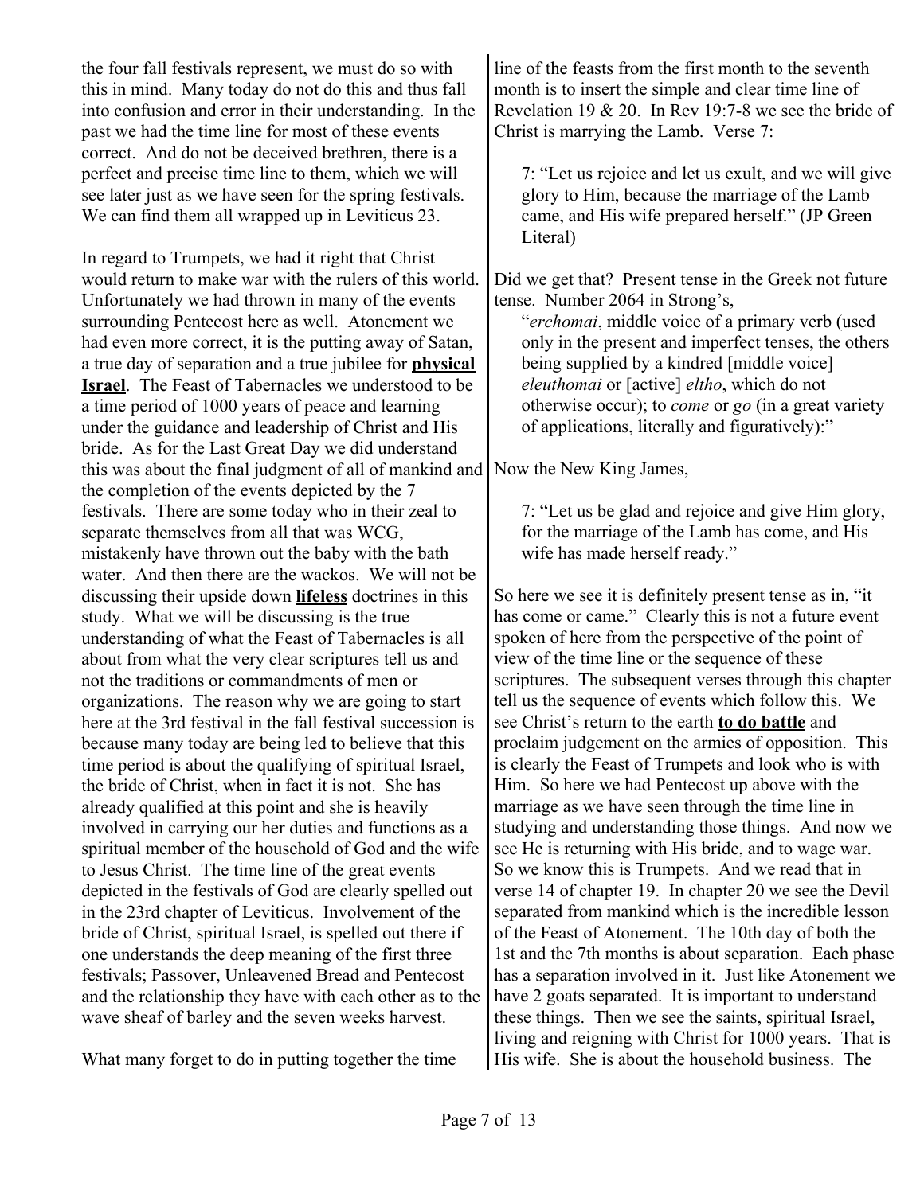the four fall festivals represent, we must do so with this in mind. Many today do not do this and thus fall into confusion and error in their understanding. In the past we had the time line for most of these events correct. And do not be deceived brethren, there is a perfect and precise time line to them, which we will see later just as we have seen for the spring festivals. We can find them all wrapped up in Leviticus 23.

In regard to Trumpets, we had it right that Christ would return to make war with the rulers of this world. Unfortunately we had thrown in many of the events surrounding Pentecost here as well. Atonement we had even more correct, it is the putting away of Satan, a true day of separation and a true jubilee for **physical Israel**. The Feast of Tabernacles we understood to be a time period of 1000 years of peace and learning under the guidance and leadership of Christ and His bride. As for the Last Great Day we did understand this was about the final judgment of all of mankind and the completion of the events depicted by the 7 festivals. There are some today who in their zeal to separate themselves from all that was WCG, mistakenly have thrown out the baby with the bath water. And then there are the wackos. We will not be discussing their upside down **lifeless** doctrines in this study. What we will be discussing is the true understanding of what the Feast of Tabernacles is all about from what the very clear scriptures tell us and not the traditions or commandments of men or organizations. The reason why we are going to start here at the 3rd festival in the fall festival succession is because many today are being led to believe that this time period is about the qualifying of spiritual Israel, the bride of Christ, when in fact it is not. She has already qualified at this point and she is heavily involved in carrying our her duties and functions as a spiritual member of the household of God and the wife to Jesus Christ. The time line of the great events depicted in the festivals of God are clearly spelled out in the 23rd chapter of Leviticus. Involvement of the bride of Christ, spiritual Israel, is spelled out there if one understands the deep meaning of the first three festivals; Passover, Unleavened Bread and Pentecost and the relationship they have with each other as to the wave sheaf of barley and the seven weeks harvest.

What many forget to do in putting together the time line of the feasts from the first month to the seventh month is to insert the simple and clear time line of Revelation 19 & 20. In Rev 19:7-8 we see the bride of Christ is marrying the Lamb. Verse 7:

> 7: "Let us rejoice and let us exult, and we will give glory to Him, because the marriage of the Lamb came, and His wife prepared herself." (JP Green Literal)

Did we get that? Present tense in the Greek not future tense. Number 2064 in Strong's,

> "*erchomai*, middle voice of a primary verb (used only in the present and imperfect tenses, the others being supplied by a kindred [middle voice] *eleuthomai* or [active] *eltho*, which do not otherwise occur); to *come* or *go* (in a great variety of applications, literally and figuratively):"

Now the New King James,

> 7: "Let us be glad and rejoice and give Him glory, for the marriage of the Lamb has come, and His wife has made herself ready."

So here we see it is definitely present tense as in, "it has come or came." Clearly this is not a future event spoken of here from the perspective of the point of view of the time line or the sequence of these scriptures. The subsequent verses through this chapter tell us the sequence of events which follow this. We see Christ's return to the earth **to do battle** and proclaim judgement on the armies of opposition. This is clearly the Feast of Trumpets and look who is with Him. So here we had Pentecost up above with the marriage as we have seen through the time line in studying and understanding those things. And now we see He is returning with His bride, and to wage war. So we know this is Trumpets. And we read that in verse 14 of chapter 19. In chapter 20 we see the Devil separated from mankind which is the incredible lesson of the Feast of Atonement. The 10th day of both the 1st and the 7th months is about separation. Each phase has a separation involved in it. Just like Atonement we have 2 goats separated. It is important to understand these things. Then we see the saints, spiritual Israel, living and reigning with Christ for 1000 years. That is His wife. She is about the household business. The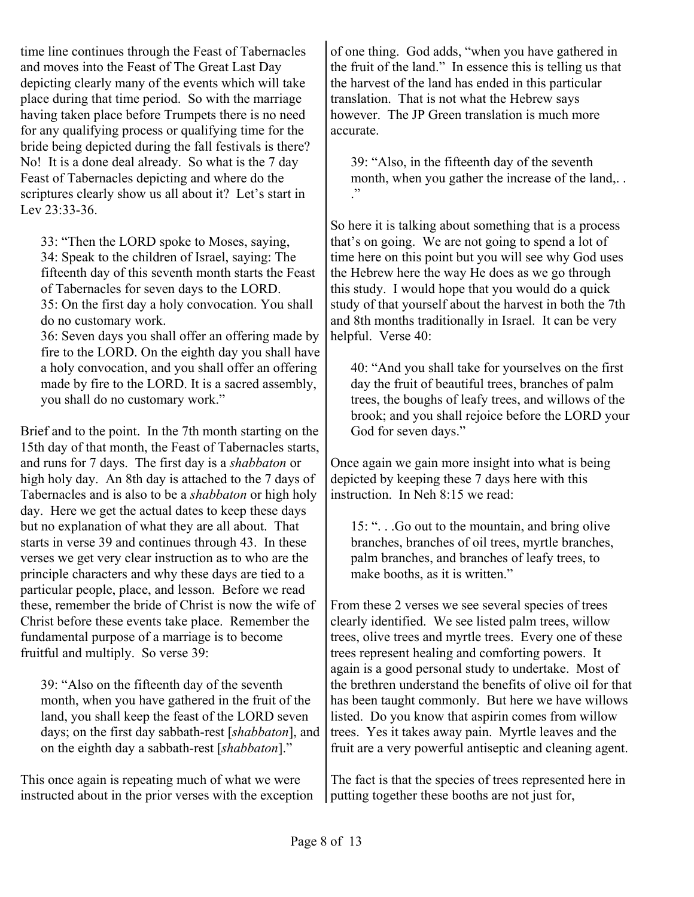time line continues through the Feast of Tabernacles and moves into the Feast of The Great Last Day depicting clearly many of the events which will take place during that time period. So with the marriage having taken place before Trumpets there is no need for any qualifying process or qualifying time for the bride being depicted during the fall festivals is there? No! It is a done deal already. So what is the 7 day Feast of Tabernacles depicting and where do the scriptures clearly show us all about it? Let's start in Lev 23:33-36.

> 33: "Then the LORD spoke to Moses, saying,
> 34: Speak to the children of Israel, saying: The fifteenth day of this seventh month starts the Feast of Tabernacles for seven days to the LORD.
> 35: On the first day a holy convocation. You shall do no customary work.
> 36: Seven days you shall offer an offering made by fire to the LORD. On the eighth day you shall have a holy convocation, and you shall offer an offering made by fire to the LORD. It is a sacred assembly, you shall do no customary work."

Brief and to the point. In the 7th month starting on the 15th day of that month, the Feast of Tabernacles starts, and runs for 7 days. The first day is a *shabbaton* or high holy day. An 8th day is attached to the 7 days of Tabernacles and is also to be a *shabbaton* or high holy day. Here we get the actual dates to keep these days but no explanation of what they are all about. That starts in verse 39 and continues through 43. In these verses we get very clear instruction as to who are the principle characters and why these days are tied to a particular people, place, and lesson. Before we read these, remember the bride of Christ is now the wife of Christ before these events take place. Remember the fundamental purpose of a marriage is to become fruitful and multiply. So verse 39:

> 39: "Also on the fifteenth day of the seventh month, when you have gathered in the fruit of the land, you shall keep the feast of the LORD seven days; on the first day sabbath-rest [*shabbaton*], and on the eighth day a sabbath-rest [*shabbaton*]."

This once again is repeating much of what we were instructed about in the prior verses with the exception of one thing. God adds, "when you have gathered in the fruit of the land." In essence this is telling us that the harvest of the land has ended in this particular translation. That is not what the Hebrew says however. The JP Green translation is much more accurate.

> 39: "Also, in the fifteenth day of the seventh month, when you gather the increase of the land,. . ."

So here it is talking about something that is a process that's on going. We are not going to spend a lot of time here on this point but you will see why God uses the Hebrew here the way He does as we go through this study. I would hope that you would do a quick study of that yourself about the harvest in both the 7th and 8th months traditionally in Israel. It can be very helpful. Verse 40:

> 40: "And you shall take for yourselves on the first day the fruit of beautiful trees, branches of palm trees, the boughs of leafy trees, and willows of the brook; and you shall rejoice before the LORD your God for seven days."

Once again we gain more insight into what is being depicted by keeping these 7 days here with this instruction. In Neh 8:15 we read:

> 15: ". . .Go out to the mountain, and bring olive branches, branches of oil trees, myrtle branches, palm branches, and branches of leafy trees, to make booths, as it is written."

From these 2 verses we see several species of trees clearly identified. We see listed palm trees, willow trees, olive trees and myrtle trees. Every one of these trees represent healing and comforting powers. It again is a good personal study to undertake. Most of the brethren understand the benefits of olive oil for that has been taught commonly. But here we have willows listed. Do you know that aspirin comes from willow trees. Yes it takes away pain. Myrtle leaves and the fruit are a very powerful antiseptic and cleaning agent.

The fact is that the species of trees represented here in putting together these booths are not just for,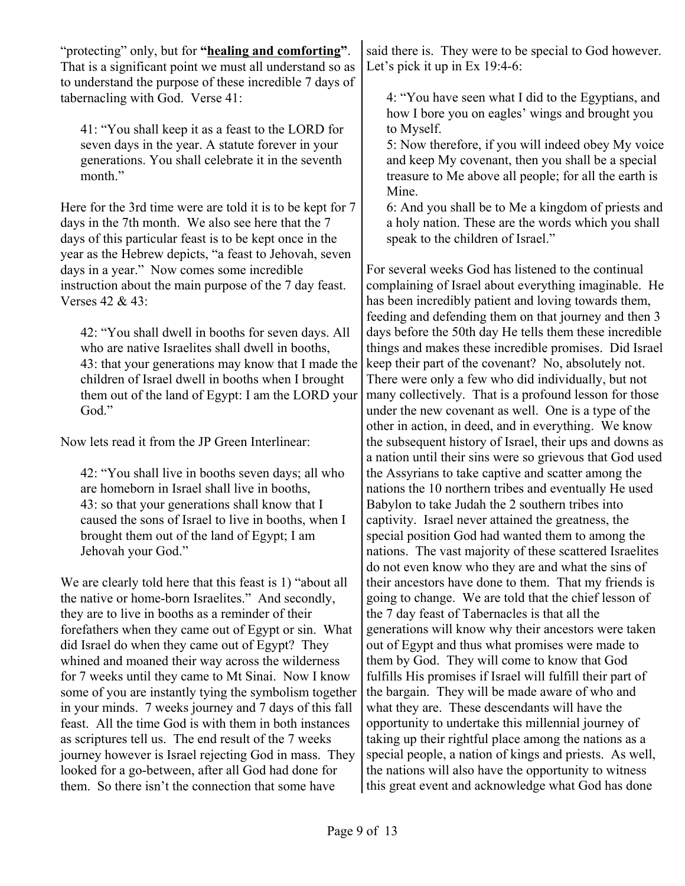"protecting" only, but for **"healing and comforting"**. That is a significant point we must all understand so as to understand the purpose of these incredible 7 days of tabernacling with God. Verse 41:

> 41: "You shall keep it as a feast to the LORD for seven days in the year. A statute forever in your generations. You shall celebrate it in the seventh month."

Here for the 3rd time were are told it is to be kept for 7 days in the 7th month. We also see here that the 7 days of this particular feast is to be kept once in the year as the Hebrew depicts, "a feast to Jehovah, seven days in a year." Now comes some incredible instruction about the main purpose of the 7 day feast. Verses 42 & 43:

> 42: "You shall dwell in booths for seven days. All who are native Israelites shall dwell in booths,
> 43: that your generations may know that I made the children of Israel dwell in booths when I brought them out of the land of Egypt: I am the LORD your God."

Now lets read it from the JP Green Interlinear:

> 42: "You shall live in booths seven days; all who are homeborn in Israel shall live in booths,
> 43: so that your generations shall know that I caused the sons of Israel to live in booths, when I brought them out of the land of Egypt; I am Jehovah your God."

We are clearly told here that this feast is 1) "about all the native or home-born Israelites." And secondly, they are to live in booths as a reminder of their forefathers when they came out of Egypt or sin. What did Israel do when they came out of Egypt? They whined and moaned their way across the wilderness for 7 weeks until they came to Mt Sinai. Now I know some of you are instantly tying the symbolism together in your minds. 7 weeks journey and 7 days of this fall feast. All the time God is with them in both instances as scriptures tell us. The end result of the 7 weeks journey however is Israel rejecting God in mass. They looked for a go-between, after all God had done for them. So there isn't the connection that some have said there is. They were to be special to God however. Let's pick it up in Ex 19:4-6:

> 4: "You have seen what I did to the Egyptians, and how I bore you on eagles' wings and brought you to Myself.
> 5: Now therefore, if you will indeed obey My voice and keep My covenant, then you shall be a special treasure to Me above all people; for all the earth is Mine.
> 6: And you shall be to Me a kingdom of priests and a holy nation. These are the words which you shall speak to the children of Israel."

For several weeks God has listened to the continual complaining of Israel about everything imaginable. He has been incredibly patient and loving towards them, feeding and defending them on that journey and then 3 days before the 50th day He tells them these incredible things and makes these incredible promises. Did Israel keep their part of the covenant? No, absolutely not. There were only a few who did individually, but not many collectively. That is a profound lesson for those under the new covenant as well. One is a type of the other in action, in deed, and in everything. We know the subsequent history of Israel, their ups and downs as a nation until their sins were so grievous that God used the Assyrians to take captive and scatter among the nations the 10 northern tribes and eventually He used Babylon to take Judah the 2 southern tribes into captivity. Israel never attained the greatness, the special position God had wanted them to among the nations. The vast majority of these scattered Israelites do not even know who they are and what the sins of their ancestors have done to them. That my friends is going to change. We are told that the chief lesson of the 7 day feast of Tabernacles is that all the generations will know why their ancestors were taken out of Egypt and thus what promises were made to them by God. They will come to know that God fulfills His promises if Israel will fulfill their part of the bargain. They will be made aware of who and what they are. These descendants will have the opportunity to undertake this millennial journey of taking up their rightful place among the nations as a special people, a nation of kings and priests. As well, the nations will also have the opportunity to witness this great event and acknowledge what God has done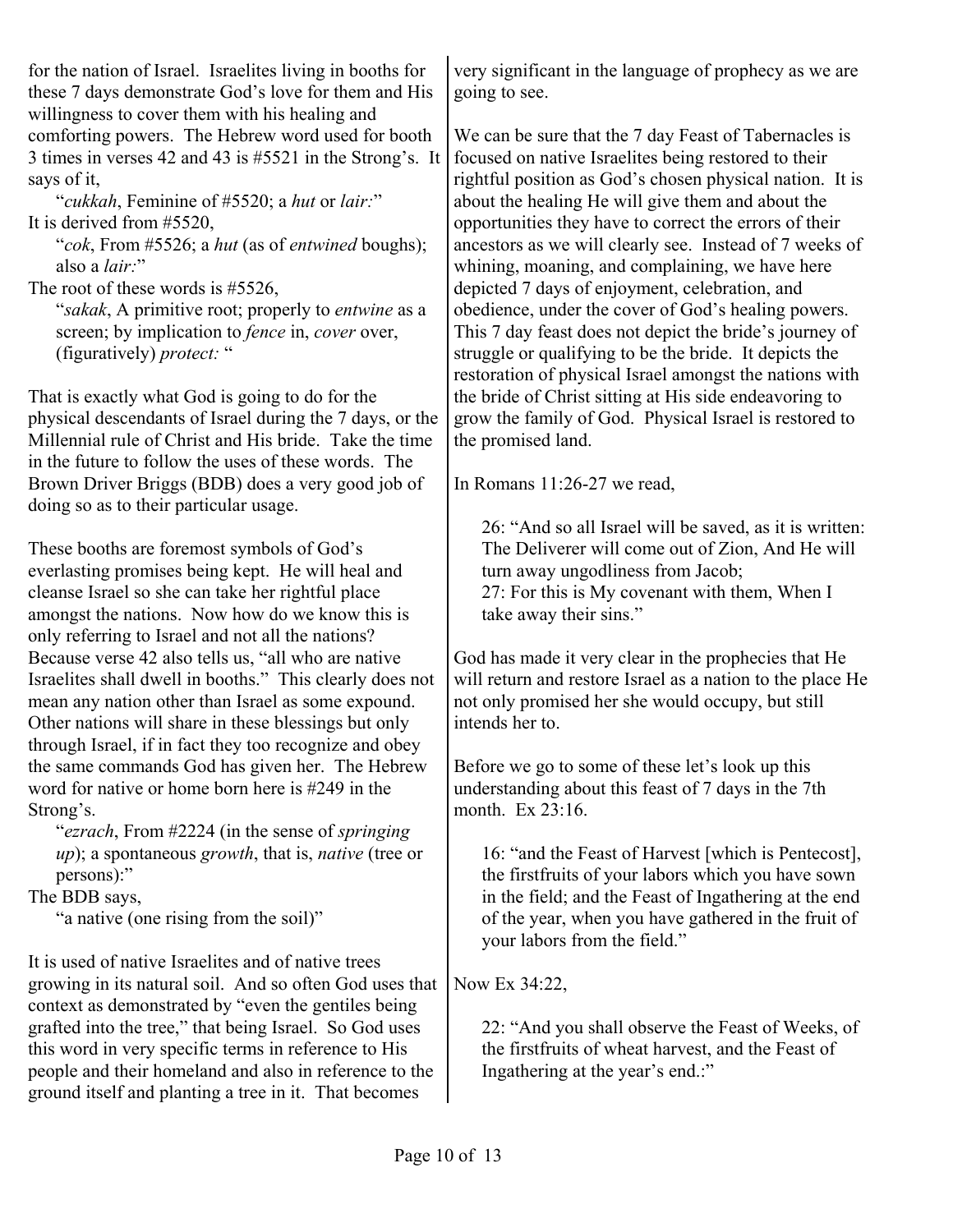for the nation of Israel. Israelites living in booths for these 7 days demonstrate God's love for them and His willingness to cover them with his healing and comforting powers. The Hebrew word used for booth 3 times in verses 42 and 43 is #5521 in the Strong's. It says of it,

> "*cukkah*, Feminine of #5520; a *hut* or *lair:*"

It is derived from #5520,

> "*cok*, From #5526; a *hut* (as of *entwined* boughs); also a *lair:*"

The root of these words is #5526,

> "*sakak*, A primitive root; properly to *entwine* as a screen; by implication to *fence* in, *cover* over, (figuratively) *protect:* "

That is exactly what God is going to do for the physical descendants of Israel during the 7 days, or the Millennial rule of Christ and His bride. Take the time in the future to follow the uses of these words. The Brown Driver Briggs (BDB) does a very good job of doing so as to their particular usage.

These booths are foremost symbols of God's everlasting promises being kept. He will heal and cleanse Israel so she can take her rightful place amongst the nations. Now how do we know this is only referring to Israel and not all the nations? Because verse 42 also tells us, "all who are native Israelites shall dwell in booths." This clearly does not mean any nation other than Israel as some expound. Other nations will share in these blessings but only through Israel, if in fact they too recognize and obey the same commands God has given her. The Hebrew word for native or home born here is #249 in the Strong's.

> "*ezrach*, From #2224 (in the sense of *springing up*); a spontaneous *growth*, that is, *native* (tree or persons):"

The BDB says,

> "a native (one rising from the soil)"

It is used of native Israelites and of native trees growing in its natural soil. And so often God uses that context as demonstrated by "even the gentiles being grafted into the tree," that being Israel. So God uses this word in very specific terms in reference to His people and their homeland and also in reference to the ground itself and planting a tree in it. That becomes very significant in the language of prophecy as we are going to see.

We can be sure that the 7 day Feast of Tabernacles is focused on native Israelites being restored to their rightful position as God's chosen physical nation. It is about the healing He will give them and about the opportunities they have to correct the errors of their ancestors as we will clearly see. Instead of 7 weeks of whining, moaning, and complaining, we have here depicted 7 days of enjoyment, celebration, and obedience, under the cover of God's healing powers. This 7 day feast does not depict the bride's journey of struggle or qualifying to be the bride. It depicts the restoration of physical Israel amongst the nations with the bride of Christ sitting at His side endeavoring to grow the family of God. Physical Israel is restored to the promised land.

In Romans 11:26-27 we read,

> 26: "And so all Israel will be saved, as it is written: The Deliverer will come out of Zion, And He will turn away ungodliness from Jacob;
> 27: For this is My covenant with them, When I take away their sins."

God has made it very clear in the prophecies that He will return and restore Israel as a nation to the place He not only promised her she would occupy, but still intends her to.

Before we go to some of these let's look up this understanding about this feast of 7 days in the 7th month. Ex 23:16.

> 16: "and the Feast of Harvest [which is Pentecost], the firstfruits of your labors which you have sown in the field; and the Feast of Ingathering at the end of the year, when you have gathered in the fruit of your labors from the field."

Now Ex 34:22,

> 22: "And you shall observe the Feast of Weeks, of the firstfruits of wheat harvest, and the Feast of Ingathering at the year's end.:"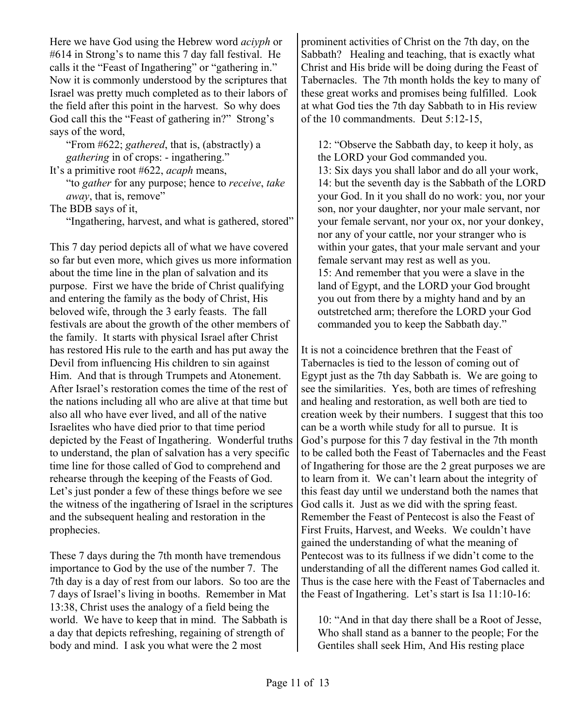Here we have God using the Hebrew word *aciyph* or #614 in Strong's to name this 7 day fall festival. He calls it the "Feast of Ingathering" or "gathering in." Now it is commonly understood by the scriptures that Israel was pretty much completed as to their labors of the field after this point in the harvest. So why does God call this the "Feast of gathering in?" Strong's says of the word,

> "From #622; *gathered*, that is, (abstractly) a *gathering* in of crops: - ingathering."

It's a primitive root #622, *acaph* means,

> "to *gather* for any purpose; hence to *receive*, *take away*, that is, remove"

The BDB says of it,

> "Ingathering, harvest, and what is gathered, stored"

This 7 day period depicts all of what we have covered so far but even more, which gives us more information about the time line in the plan of salvation and its purpose. First we have the bride of Christ qualifying and entering the family as the body of Christ, His beloved wife, through the 3 early feasts. The fall festivals are about the growth of the other members of the family. It starts with physical Israel after Christ has restored His rule to the earth and has put away the Devil from influencing His children to sin against Him. And that is through Trumpets and Atonement. After Israel's restoration comes the time of the rest of the nations including all who are alive at that time but also all who have ever lived, and all of the native Israelites who have died prior to that time period depicted by the Feast of Ingathering. Wonderful truths to understand, the plan of salvation has a very specific time line for those called of God to comprehend and rehearse through the keeping of the Feasts of God. Let's just ponder a few of these things before we see the witness of the ingathering of Israel in the scriptures and the subsequent healing and restoration in the prophecies.

These 7 days during the 7th month have tremendous importance to God by the use of the number 7. The 7th day is a day of rest from our labors. So too are the 7 days of Israel's living in booths. Remember in Mat 13:38, Christ uses the analogy of a field being the world. We have to keep that in mind. The Sabbath is a day that depicts refreshing, regaining of strength of body and mind. I ask you what were the 2 most prominent activities of Christ on the 7th day, on the Sabbath? Healing and teaching, that is exactly what Christ and His bride will be doing during the Feast of Tabernacles. The 7th month holds the key to many of these great works and promises being fulfilled. Look at what God ties the 7th day Sabbath to in His review of the 10 commandments. Deut 5:12-15,

> 12: "Observe the Sabbath day, to keep it holy, as the LORD your God commanded you.
> 13: Six days you shall labor and do all your work,
> 14: but the seventh day is the Sabbath of the LORD your God. In it you shall do no work: you, nor your son, nor your daughter, nor your male servant, nor your female servant, nor your ox, nor your donkey, nor any of your cattle, nor your stranger who is within your gates, that your male servant and your female servant may rest as well as you.
> 15: And remember that you were a slave in the land of Egypt, and the LORD your God brought you out from there by a mighty hand and by an outstretched arm; therefore the LORD your God commanded you to keep the Sabbath day."

It is not a coincidence brethren that the Feast of Tabernacles is tied to the lesson of coming out of Egypt just as the 7th day Sabbath is. We are going to see the similarities. Yes, both are times of refreshing and healing and restoration, as well both are tied to creation week by their numbers. I suggest that this too can be a worth while study for all to pursue. It is God's purpose for this 7 day festival in the 7th month to be called both the Feast of Tabernacles and the Feast of Ingathering for those are the 2 great purposes we are to learn from it. We can't learn about the integrity of this feast day until we understand both the names that God calls it. Just as we did with the spring feast. Remember the Feast of Pentecost is also the Feast of First Fruits, Harvest, and Weeks. We couldn't have gained the understanding of what the meaning of Pentecost was to its fullness if we didn't come to the understanding of all the different names God called it. Thus is the case here with the Feast of Tabernacles and the Feast of Ingathering. Let's start is Isa 11:10-16:

> 10: "And in that day there shall be a Root of Jesse, Who shall stand as a banner to the people; For the Gentiles shall seek Him, And His resting place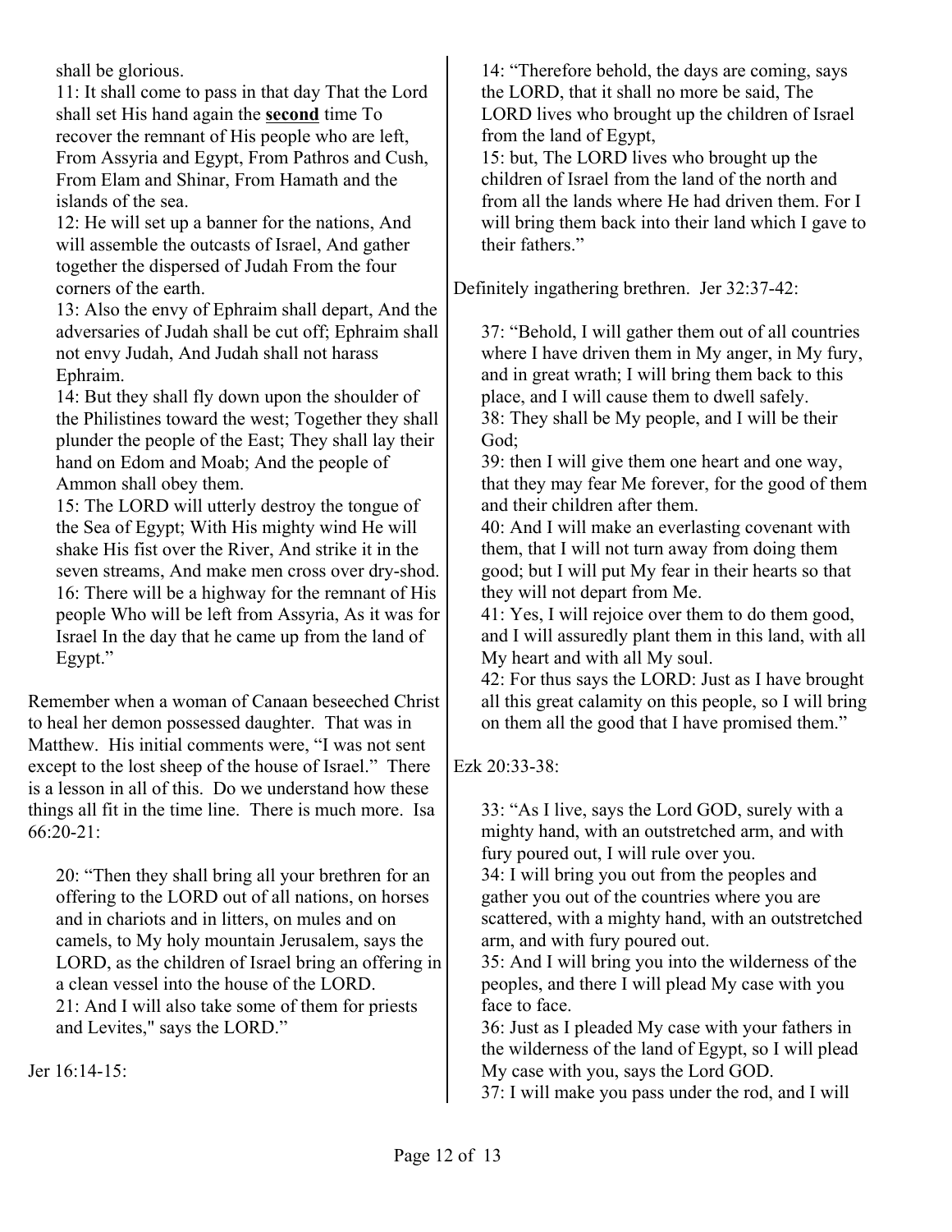shall be glorious.

11: It shall come to pass in that day That the Lord shall set His hand again the **second** time To recover the remnant of His people who are left, From Assyria and Egypt, From Pathros and Cush, From Elam and Shinar, From Hamath and the islands of the sea.
12: He will set up a banner for the nations, And will assemble the outcasts of Israel, And gather together the dispersed of Judah From the four corners of the earth.
13: Also the envy of Ephraim shall depart, And the adversaries of Judah shall be cut off; Ephraim shall not envy Judah, And Judah shall not harass Ephraim.
14: But they shall fly down upon the shoulder of the Philistines toward the west; Together they shall plunder the people of the East; They shall lay their hand on Edom and Moab; And the people of Ammon shall obey them.
15: The LORD will utterly destroy the tongue of the Sea of Egypt; With His mighty wind He will shake His fist over the River, And strike it in the seven streams, And make men cross over dry-shod.
16: There will be a highway for the remnant of His people Who will be left from Assyria, As it was for Israel In the day that he came up from the land of Egypt."

Remember when a woman of Canaan beseeched Christ to heal her demon possessed daughter. That was in Matthew. His initial comments were, "I was not sent except to the lost sheep of the house of Israel." There is a lesson in all of this. Do we understand how these things all fit in the time line. There is much more. Isa 66:20-21:

> 20: "Then they shall bring all your brethren for an offering to the LORD out of all nations, on horses and in chariots and in litters, on mules and on camels, to My holy mountain Jerusalem, says the LORD, as the children of Israel bring an offering in a clean vessel into the house of the LORD.
> 21: And I will also take some of them for priests and Levites," says the LORD."

Jer 16:14-15:

> 14: "Therefore behold, the days are coming, says the LORD, that it shall no more be said, The LORD lives who brought up the children of Israel from the land of Egypt,
> 15: but, The LORD lives who brought up the children of Israel from the land of the north and from all the lands where He had driven them. For I will bring them back into their land which I gave to their fathers."

Definitely ingathering brethren. Jer 32:37-42:

> 37: "Behold, I will gather them out of all countries where I have driven them in My anger, in My fury, and in great wrath; I will bring them back to this place, and I will cause them to dwell safely.
> 38: They shall be My people, and I will be their God;
> 39: then I will give them one heart and one way, that they may fear Me forever, for the good of them and their children after them.
> 40: And I will make an everlasting covenant with them, that I will not turn away from doing them good; but I will put My fear in their hearts so that they will not depart from Me.
> 41: Yes, I will rejoice over them to do them good, and I will assuredly plant them in this land, with all My heart and with all My soul.
> 42: For thus says the LORD: Just as I have brought all this great calamity on this people, so I will bring on them all the good that I have promised them."

Ezk 20:33-38:

> 33: "As I live, says the Lord GOD, surely with a mighty hand, with an outstretched arm, and with fury poured out, I will rule over you.
> 34: I will bring you out from the peoples and gather you out of the countries where you are scattered, with a mighty hand, with an outstretched arm, and with fury poured out.
> 35: And I will bring you into the wilderness of the peoples, and there I will plead My case with you face to face.
> 36: Just as I pleaded My case with your fathers in the wilderness of the land of Egypt, so I will plead My case with you, says the Lord GOD.
> 37: I will make you pass under the rod, and I will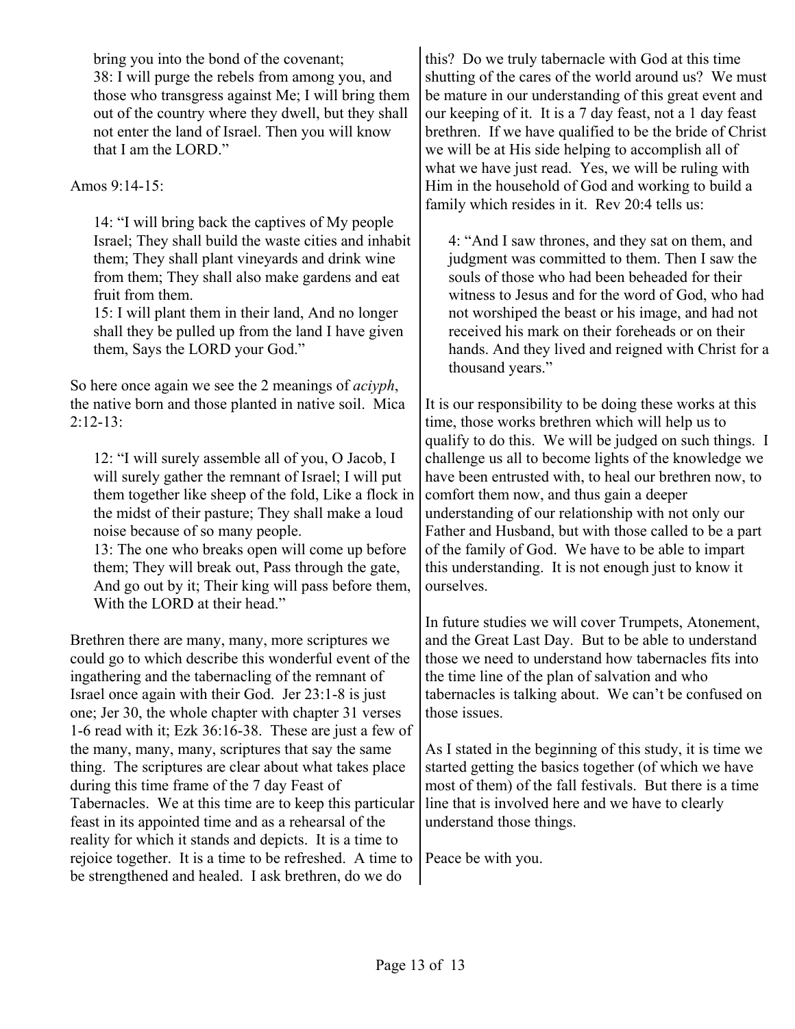bring you into the bond of the covenant;
38: I will purge the rebels from among you, and those who transgress against Me; I will bring them out of the country where they dwell, but they shall not enter the land of Israel. Then you will know that I am the LORD."

Amos 9:14-15:

> 14: "I will bring back the captives of My people Israel; They shall build the waste cities and inhabit them; They shall plant vineyards and drink wine from them; They shall also make gardens and eat fruit from them.
> 15: I will plant them in their land, And no longer shall they be pulled up from the land I have given them, Says the LORD your God."

So here once again we see the 2 meanings of *aciyph*, the native born and those planted in native soil. Mica 2:12-13:

> 12: "I will surely assemble all of you, O Jacob, I will surely gather the remnant of Israel; I will put them together like sheep of the fold, Like a flock in the midst of their pasture; They shall make a loud noise because of so many people.
> 13: The one who breaks open will come up before them; They will break out, Pass through the gate, And go out by it; Their king will pass before them, With the LORD at their head."

Brethren there are many, many, more scriptures we could go to which describe this wonderful event of the ingathering and the tabernacling of the remnant of Israel once again with their God. Jer 23:1-8 is just one; Jer 30, the whole chapter with chapter 31 verses 1-6 read with it; Ezk 36:16-38. These are just a few of the many, many, many, scriptures that say the same thing. The scriptures are clear about what takes place during this time frame of the 7 day Feast of Tabernacles. We at this time are to keep this particular feast in its appointed time and as a rehearsal of the reality for which it stands and depicts. It is a time to rejoice together. It is a time to be refreshed. A time to be strengthened and healed. I ask brethren, do we do this? Do we truly tabernacle with God at this time shutting of the cares of the world around us? We must be mature in our understanding of this great event and our keeping of it. It is a 7 day feast, not a 1 day feast brethren. If we have qualified to be the bride of Christ we will be at His side helping to accomplish all of what we have just read. Yes, we will be ruling with Him in the household of God and working to build a family which resides in it. Rev 20:4 tells us:

> 4: "And I saw thrones, and they sat on them, and judgment was committed to them. Then I saw the souls of those who had been beheaded for their witness to Jesus and for the word of God, who had not worshiped the beast or his image, and had not received his mark on their foreheads or on their hands. And they lived and reigned with Christ for a thousand years."

It is our responsibility to be doing these works at this time, those works brethren which will help us to qualify to do this. We will be judged on such things. I challenge us all to become lights of the knowledge we have been entrusted with, to heal our brethren now, to comfort them now, and thus gain a deeper understanding of our relationship with not only our Father and Husband, but with those called to be a part of the family of God. We have to be able to impart this understanding. It is not enough just to know it ourselves.

In future studies we will cover Trumpets, Atonement, and the Great Last Day. But to be able to understand those we need to understand how tabernacles fits into the time line of the plan of salvation and who tabernacles is talking about. We can't be confused on those issues.

As I stated in the beginning of this study, it is time we started getting the basics together (of which we have most of them) of the fall festivals. But there is a time line that is involved here and we have to clearly understand those things.

Peace be with you.